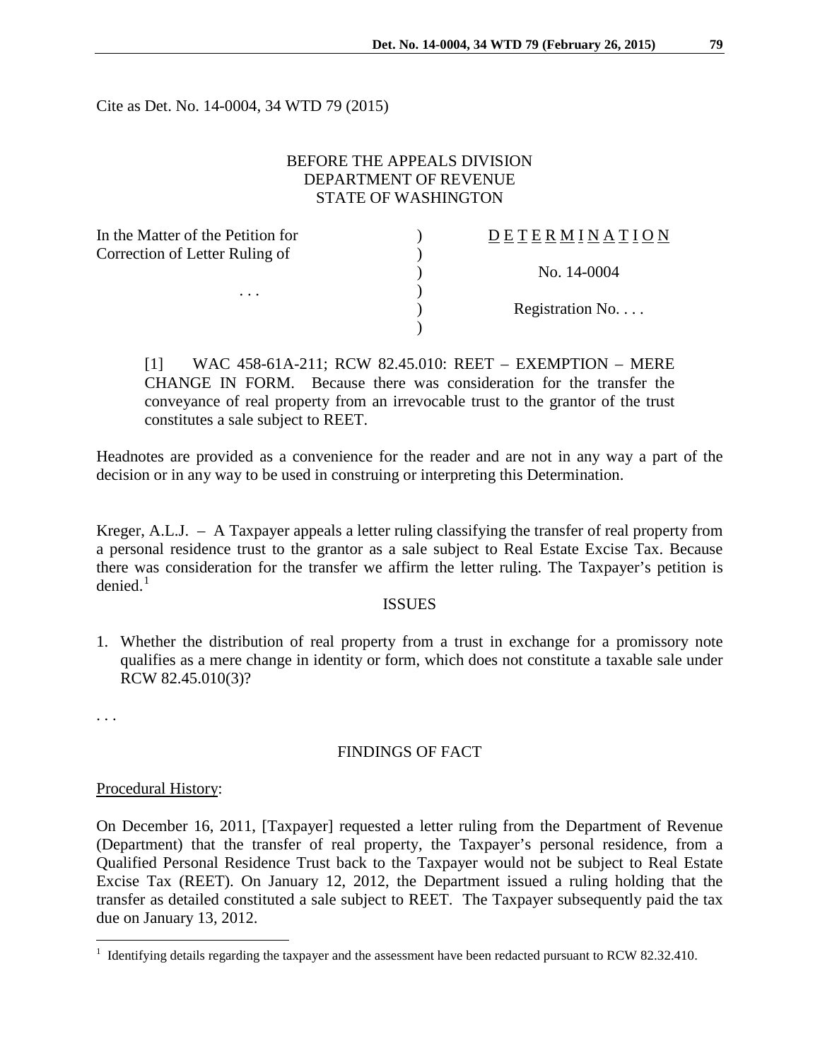Cite as Det. No. 14-0004, 34 WTD 79 (2015)

BEFORE THE APPEALS DIVISION
DEPARTMENT OF REVENUE
STATE OF WASHINGTON

| | | |
|---|---|---|
| In the Matter of the Petition for Correction of Letter Ruling of | ) | DETERMINATION |
| | ) | No. 14-0004 |
| . . . | ) | |
| | ) | Registration No. . . . |

[1] WAC 458-61A-211; RCW 82.45.010: REET – EXEMPTION – MERE CHANGE IN FORM. Because there was consideration for the transfer the conveyance of real property from an irrevocable trust to the grantor of the trust constitutes a sale subject to REET.

Headnotes are provided as a convenience for the reader and are not in any way a part of the decision or in any way to be used in construing or interpreting this Determination.

Kreger, A.L.J. – A Taxpayer appeals a letter ruling classifying the transfer of real property from a personal residence trust to the grantor as a sale subject to Real Estate Excise Tax. Because there was consideration for the transfer we affirm the letter ruling. The Taxpayer's petition is denied.[1]

## ISSUES

1. Whether the distribution of real property from a trust in exchange for a promissory note qualifies as a mere change in identity or form, which does not constitute a taxable sale under RCW 82.45.010(3)?

. . .

## FINDINGS OF FACT

Procedural History:

On December 16, 2011, [Taxpayer] requested a letter ruling from the Department of Revenue (Department) that the transfer of real property, the Taxpayer's personal residence, from a Qualified Personal Residence Trust back to the Taxpayer would not be subject to Real Estate Excise Tax (REET). On January 12, 2012, the Department issued a ruling holding that the transfer as detailed constituted a sale subject to REET. The Taxpayer subsequently paid the tax due on January 13, 2012.

[1] Identifying details regarding the taxpayer and the assessment have been redacted pursuant to RCW 82.32.410.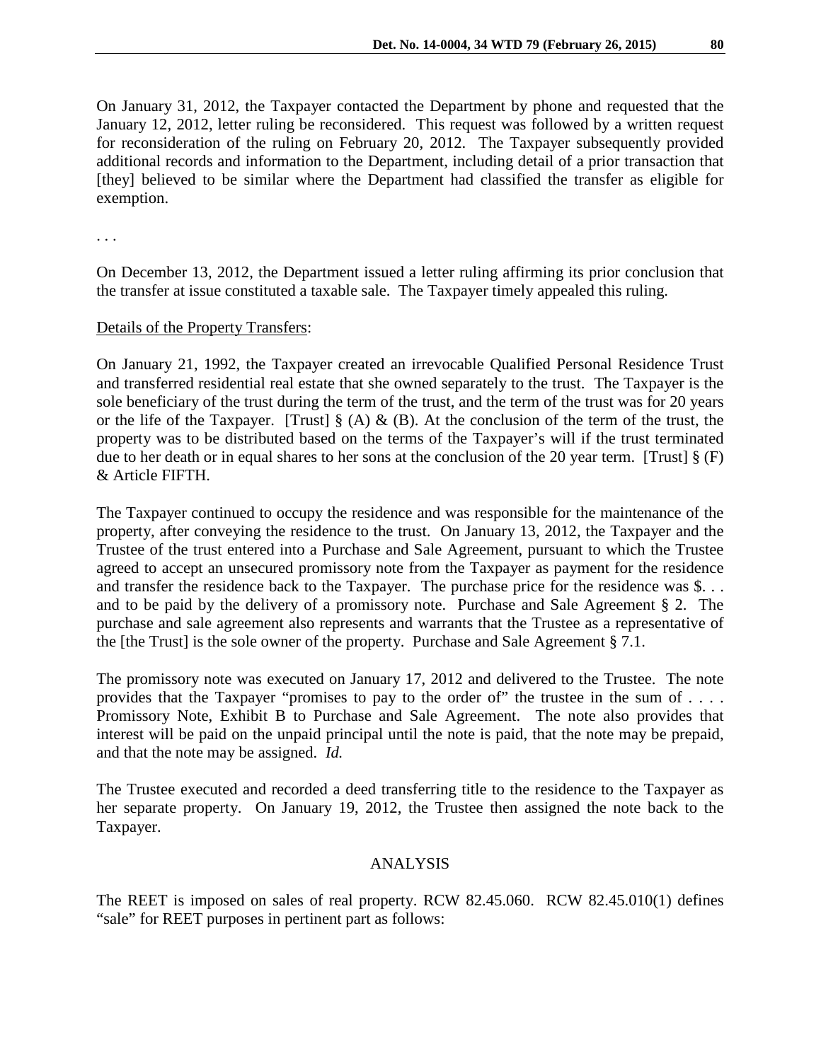On January 31, 2012, the Taxpayer contacted the Department by phone and requested that the January 12, 2012, letter ruling be reconsidered. This request was followed by a written request for reconsideration of the ruling on February 20, 2012. The Taxpayer subsequently provided additional records and information to the Department, including detail of a prior transaction that [they] believed to be similar where the Department had classified the transfer as eligible for exemption.

. . .

On December 13, 2012, the Department issued a letter ruling affirming its prior conclusion that the transfer at issue constituted a taxable sale. The Taxpayer timely appealed this ruling.

Details of the Property Transfers:

On January 21, 1992, the Taxpayer created an irrevocable Qualified Personal Residence Trust and transferred residential real estate that she owned separately to the trust. The Taxpayer is the sole beneficiary of the trust during the term of the trust, and the term of the trust was for 20 years or the life of the Taxpayer. [Trust] § (A) & (B). At the conclusion of the term of the trust, the property was to be distributed based on the terms of the Taxpayer's will if the trust terminated due to her death or in equal shares to her sons at the conclusion of the 20 year term. [Trust] § (F) & Article FIFTH.

The Taxpayer continued to occupy the residence and was responsible for the maintenance of the property, after conveying the residence to the trust. On January 13, 2012, the Taxpayer and the Trustee of the trust entered into a Purchase and Sale Agreement, pursuant to which the Trustee agreed to accept an unsecured promissory note from the Taxpayer as payment for the residence and transfer the residence back to the Taxpayer. The purchase price for the residence was $. . . and to be paid by the delivery of a promissory note. Purchase and Sale Agreement § 2. The purchase and sale agreement also represents and warrants that the Trustee as a representative of the [the Trust] is the sole owner of the property. Purchase and Sale Agreement § 7.1.

The promissory note was executed on January 17, 2012 and delivered to the Trustee. The note provides that the Taxpayer "promises to pay to the order of" the trustee in the sum of . . . . Promissory Note, Exhibit B to Purchase and Sale Agreement. The note also provides that interest will be paid on the unpaid principal until the note is paid, that the note may be prepaid, and that the note may be assigned. *Id.*

The Trustee executed and recorded a deed transferring title to the residence to the Taxpayer as her separate property. On January 19, 2012, the Trustee then assigned the note back to the Taxpayer.

## ANALYSIS

The REET is imposed on sales of real property. RCW 82.45.060. RCW 82.45.010(1) defines "sale" for REET purposes in pertinent part as follows: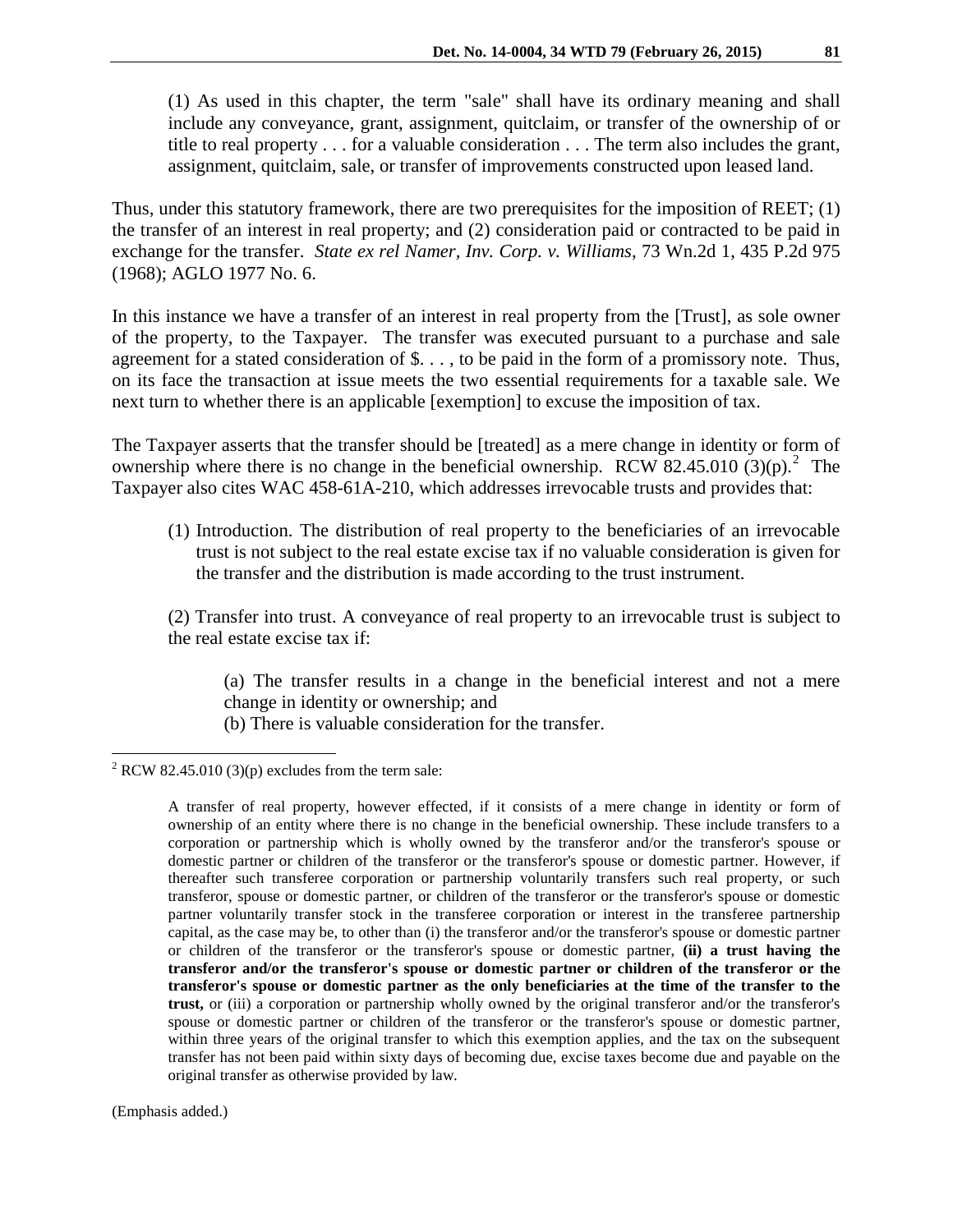> (1) As used in this chapter, the term "sale" shall have its ordinary meaning and shall include any conveyance, grant, assignment, quitclaim, or transfer of the ownership of or title to real property . . . for a valuable consideration . . . The term also includes the grant, assignment, quitclaim, sale, or transfer of improvements constructed upon leased land.

Thus, under this statutory framework, there are two prerequisites for the imposition of REET; (1) the transfer of an interest in real property; and (2) consideration paid or contracted to be paid in exchange for the transfer. *State ex rel Namer, Inv. Corp. v. Williams*, 73 Wn.2d 1, 435 P.2d 975 (1968); AGLO 1977 No. 6.

In this instance we have a transfer of an interest in real property from the [Trust], as sole owner of the property, to the Taxpayer. The transfer was executed pursuant to a purchase and sale agreement for a stated consideration of $. . . , to be paid in the form of a promissory note. Thus, on its face the transaction at issue meets the two essential requirements for a taxable sale. We next turn to whether there is an applicable [exemption] to excuse the imposition of tax.

The Taxpayer asserts that the transfer should be [treated] as a mere change in identity or form of ownership where there is no change in the beneficial ownership. RCW 82.45.010 (3)(p).[2] The Taxpayer also cites WAC 458-61A-210, which addresses irrevocable trusts and provides that:

> (1) Introduction. The distribution of real property to the beneficiaries of an irrevocable trust is not subject to the real estate excise tax if no valuable consideration is given for the transfer and the distribution is made according to the trust instrument.
>
> (2) Transfer into trust. A conveyance of real property to an irrevocable trust is subject to the real estate excise tax if:
>
> > (a) The transfer results in a change in the beneficial interest and not a mere change in identity or ownership; and
> > (b) There is valuable consideration for the transfer.

---

[2] RCW 82.45.010 (3)(p) excludes from the term sale:

> A transfer of real property, however effected, if it consists of a mere change in identity or form of ownership of an entity where there is no change in the beneficial ownership. These include transfers to a corporation or partnership which is wholly owned by the transferor and/or the transferor's spouse or domestic partner or children of the transferor or the transferor's spouse or domestic partner. However, if thereafter such transferee corporation or partnership voluntarily transfers such real property, or such transferor, spouse or domestic partner, or children of the transferor or the transferor's spouse or domestic partner voluntarily transfer stock in the transferee corporation or interest in the transferee partnership capital, as the case may be, to other than (i) the transferor and/or the transferor's spouse or domestic partner or children of the transferor or the transferor's spouse or domestic partner, **(ii) a trust having the transferor and/or the transferor's spouse or domestic partner or children of the transferor or the transferor's spouse or domestic partner as the only beneficiaries at the time of the transfer to the trust,** or (iii) a corporation or partnership wholly owned by the original transferor and/or the transferor's spouse or domestic partner or children of the transferor or the transferor's spouse or domestic partner, within three years of the original transfer to which this exemption applies, and the tax on the subsequent transfer has not been paid within sixty days of becoming due, excise taxes become due and payable on the original transfer as otherwise provided by law.

(Emphasis added.)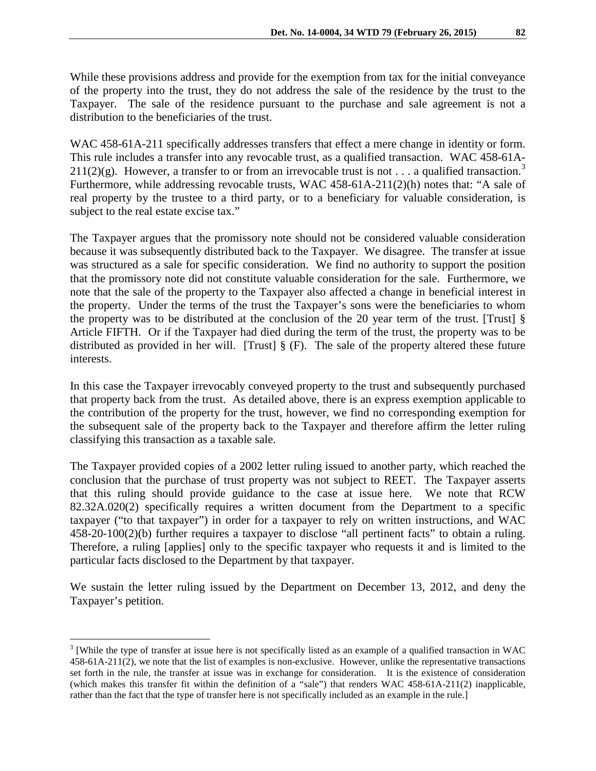While these provisions address and provide for the exemption from tax for the initial conveyance of the property into the trust, they do not address the sale of the residence by the trust to the Taxpayer. The sale of the residence pursuant to the purchase and sale agreement is not a distribution to the beneficiaries of the trust.

WAC 458-61A-211 specifically addresses transfers that effect a mere change in identity or form. This rule includes a transfer into any revocable trust, as a qualified transaction. WAC 458-61A-211(2)(g). However, a transfer to or from an irrevocable trust is not . . . a qualified transaction.[3] Furthermore, while addressing revocable trusts, WAC 458-61A-211(2)(h) notes that: "A sale of real property by the trustee to a third party, or to a beneficiary for valuable consideration, is subject to the real estate excise tax."

The Taxpayer argues that the promissory note should not be considered valuable consideration because it was subsequently distributed back to the Taxpayer. We disagree. The transfer at issue was structured as a sale for specific consideration. We find no authority to support the position that the promissory note did not constitute valuable consideration for the sale. Furthermore, we note that the sale of the property to the Taxpayer also affected a change in beneficial interest in the property. Under the terms of the trust the Taxpayer's sons were the beneficiaries to whom the property was to be distributed at the conclusion of the 20 year term of the trust. [Trust] § Article FIFTH. Or if the Taxpayer had died during the term of the trust, the property was to be distributed as provided in her will. [Trust] § (F). The sale of the property altered these future interests.

In this case the Taxpayer irrevocably conveyed property to the trust and subsequently purchased that property back from the trust. As detailed above, there is an express exemption applicable to the contribution of the property for the trust, however, we find no corresponding exemption for the subsequent sale of the property back to the Taxpayer and therefore affirm the letter ruling classifying this transaction as a taxable sale.

The Taxpayer provided copies of a 2002 letter ruling issued to another party, which reached the conclusion that the purchase of trust property was not subject to REET. The Taxpayer asserts that this ruling should provide guidance to the case at issue here. We note that RCW 82.32A.020(2) specifically requires a written document from the Department to a specific taxpayer ("to that taxpayer") in order for a taxpayer to rely on written instructions, and WAC 458-20-100(2)(b) further requires a taxpayer to disclose "all pertinent facts" to obtain a ruling. Therefore, a ruling [applies] only to the specific taxpayer who requests it and is limited to the particular facts disclosed to the Department by that taxpayer.

We sustain the letter ruling issued by the Department on December 13, 2012, and deny the Taxpayer's petition.

---

[3] [While the type of transfer at issue here is not specifically listed as an example of a qualified transaction in WAC 458-61A-211(2), we note that the list of examples is non-exclusive. However, unlike the representative transactions set forth in the rule, the transfer at issue was in exchange for consideration. It is the existence of consideration (which makes this transfer fit within the definition of a "sale") that renders WAC 458-61A-211(2) inapplicable, rather than the fact that the type of transfer here is not specifically included as an example in the rule.]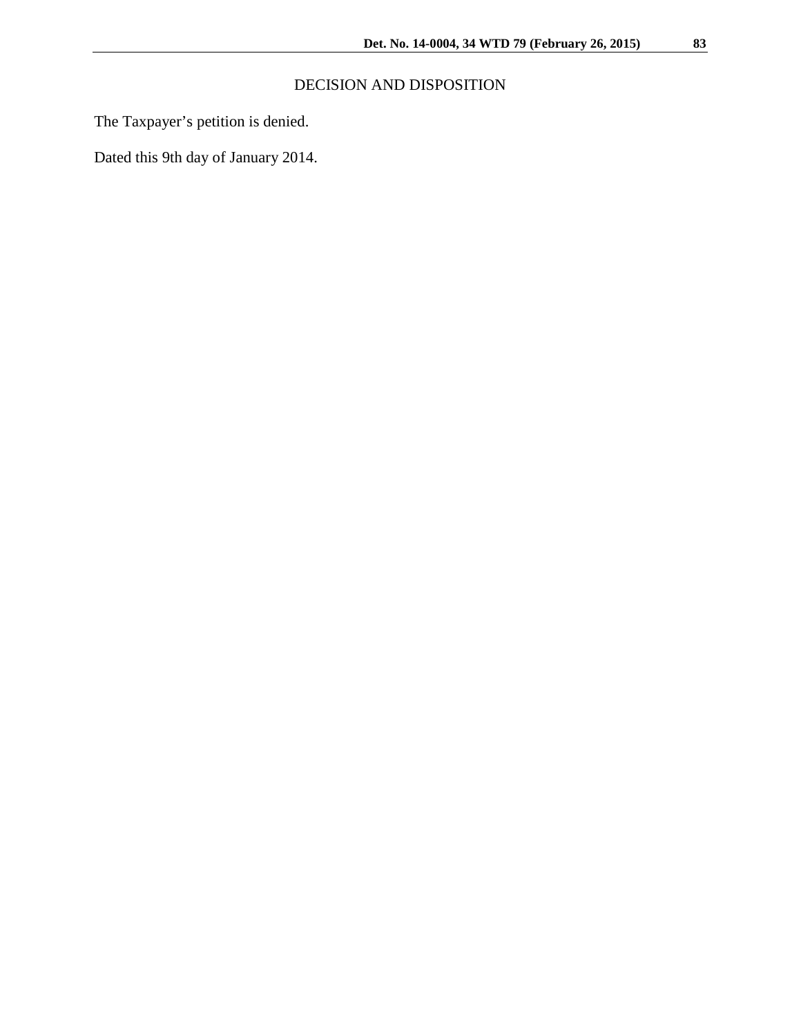## DECISION AND DISPOSITION

The Taxpayer’s petition is denied.

Dated this 9th day of January 2014.